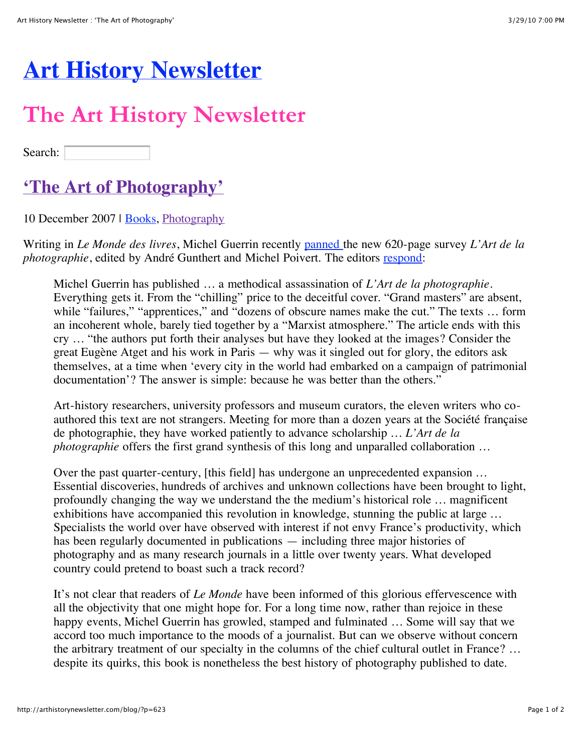# Art History Newsletter

# The Art History Newsletter

Search:

## 'The Art of Photography'

10 December 2007 | Books, Photography

Writing in *Le Monde des livres*, Michel Guerrin recently panned the new 620-page survey *L'Art de la photographie*, edited by André Gunthert and Michel Poivert. The editors respond:

> Michel Guerrin has published … a methodical assassination of *L'Art de la photographie*. Everything gets it. From the "chilling" price to the deceitful cover. "Grand masters" are absent, while "failures," "apprentices," and "dozens of obscure names make the cut." The texts … form an incoherent whole, barely tied together by a "Marxist atmosphere." The article ends with this cry … "the authors put forth their analyses but have they looked at the images? Consider the great Eugène Atget and his work in Paris — why was it singled out for glory, the editors ask themselves, at a time when 'every city in the world had embarked on a campaign of patrimonial documentation'? The answer is simple: because he was better than the others."
>
> Art-history researchers, university professors and museum curators, the eleven writers who co-authored this text are not strangers. Meeting for more than a dozen years at the Société française de photographie, they have worked patiently to advance scholarship … *L'Art de la photographie* offers the first grand synthesis of this long and unparalled collaboration …
>
> Over the past quarter-century, [this field] has undergone an unprecedented expansion … Essential discoveries, hundreds of archives and unknown collections have been brought to light, profoundly changing the way we understand the the medium's historical role … magnificent exhibitions have accompanied this revolution in knowledge, stunning the public at large … Specialists the world over have observed with interest if not envy France's productivity, which has been regularly documented in publications — including three major histories of photography and as many research journals in a little over twenty years. What developed country could pretend to boast such a track record?
>
> It's not clear that readers of *Le Monde* have been informed of this glorious effervescence with all the objectivity that one might hope for. For a long time now, rather than rejoice in these happy events, Michel Guerrin has growled, stamped and fulminated … Some will say that we accord too much importance to the moods of a journalist. But can we observe without concern the arbitrary treatment of our specialty in the columns of the chief cultural outlet in France? … despite its quirks, this book is nonetheless the best history of photography published to date.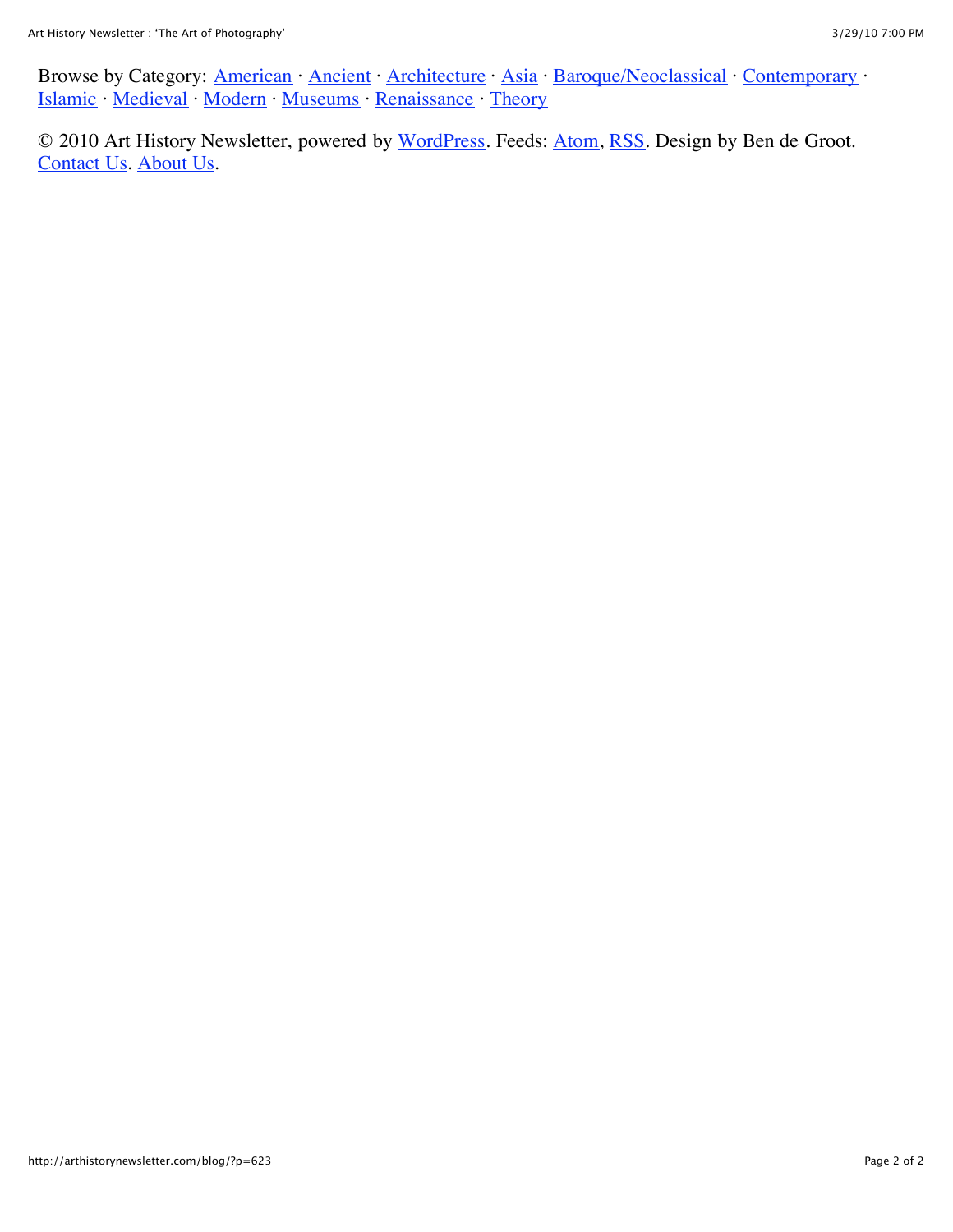Browse by Category: American · Ancient · Architecture · Asia · Baroque/Neoclassical · Contemporary · Islamic · Medieval · Modern · Museums · Renaissance · Theory

© 2010 Art History Newsletter, powered by WordPress. Feeds: Atom, RSS. Design by Ben de Groot. Contact Us. About Us.